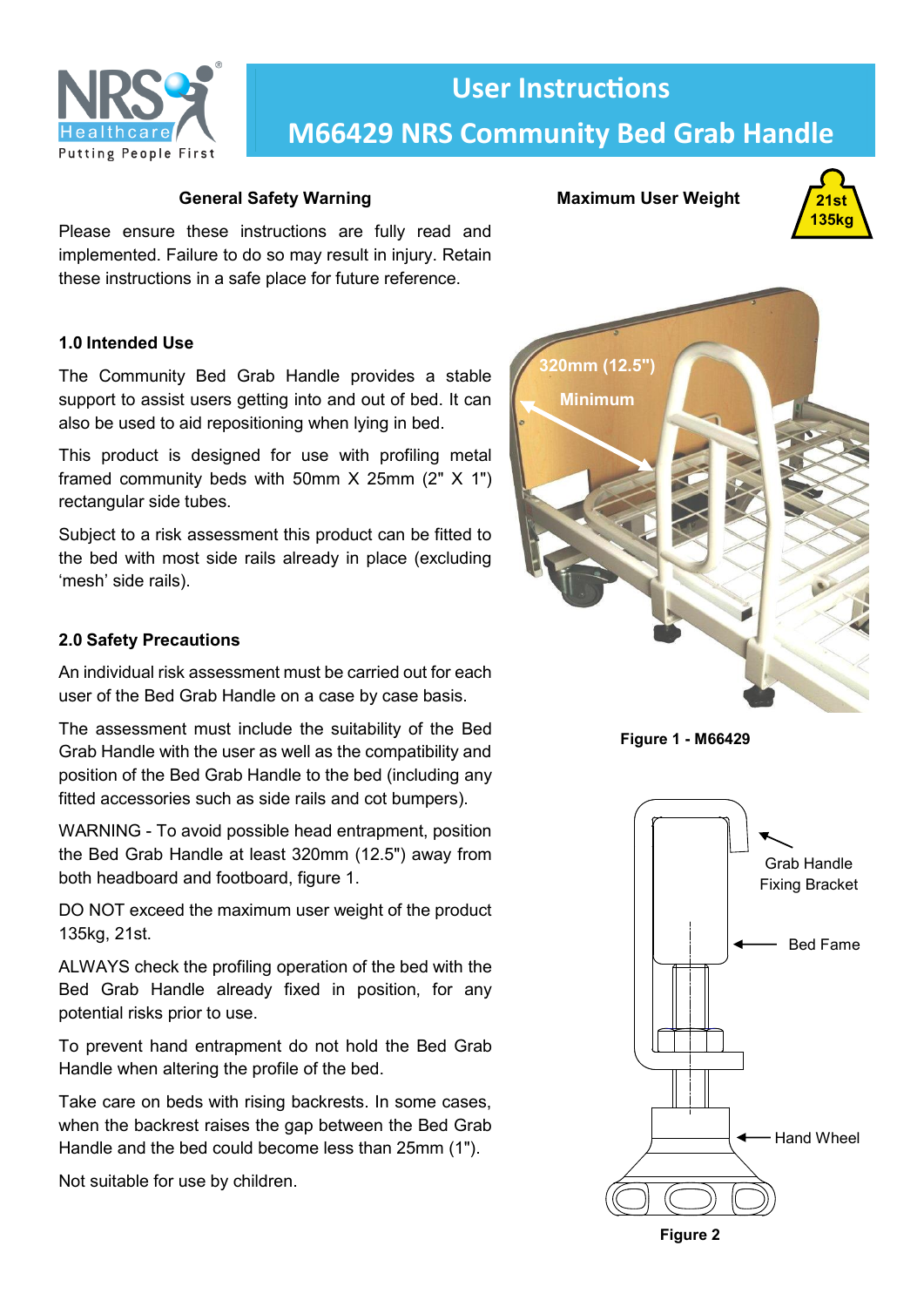# User Instructions

# M66429 NRS Community Bed Grab Handle

### General Safety Warning

Please ensure these instructions are fully read and implemented. Failure to do so may result in injury. Retain these instructions in a safe place for future reference.

### Maximum User Weight

21st
135kg

### 1.0 Intended Use

The Community Bed Grab Handle provides a stable support to assist users getting into and out of bed. It can also be used to aid repositioning when lying in bed.

This product is designed for use with profiling metal framed community beds with 50mm X 25mm (2" X 1") rectangular side tubes.

Subject to a risk assessment this product can be fitted to the bed with most side rails already in place (excluding 'mesh' side rails).

### 2.0 Safety Precautions

An individual risk assessment must be carried out for each user of the Bed Grab Handle on a case by case basis.

The assessment must include the suitability of the Bed Grab Handle with the user as well as the compatibility and position of the Bed Grab Handle to the bed (including any fitted accessories such as side rails and cot bumpers).

WARNING - To avoid possible head entrapment, position the Bed Grab Handle at least 320mm (12.5") away from both headboard and footboard, figure 1.

DO NOT exceed the maximum user weight of the product 135kg, 21st.

ALWAYS check the profiling operation of the bed with the Bed Grab Handle already fixed in position, for any potential risks prior to use.

To prevent hand entrapment do not hold the Bed Grab Handle when altering the profile of the bed.

Take care on beds with rising backrests. In some cases, when the backrest raises the gap between the Bed Grab Handle and the bed could become less than 25mm (1").

Not suitable for use by children.

320mm (12.5") Minimum

Figure 1 - M66429

Grab Handle Fixing Bracket

Bed Fame

Hand Wheel

Figure 2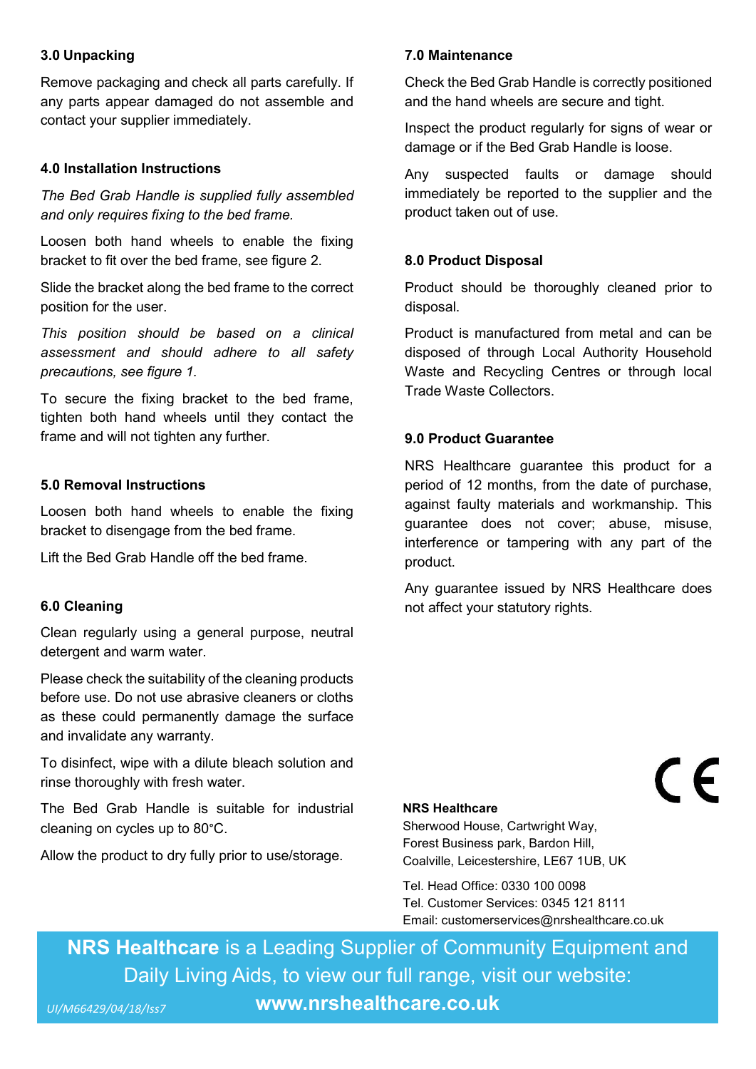### 3.0 Unpacking

Remove packaging and check all parts carefully. If any parts appear damaged do not assemble and contact your supplier immediately.

### 4.0 Installation Instructions

*The Bed Grab Handle is supplied fully assembled and only requires fixing to the bed frame.*

Loosen both hand wheels to enable the fixing bracket to fit over the bed frame, see figure 2.

Slide the bracket along the bed frame to the correct position for the user.

*This position should be based on a clinical assessment and should adhere to all safety precautions, see figure 1.*

To secure the fixing bracket to the bed frame, tighten both hand wheels until they contact the frame and will not tighten any further.

### 5.0 Removal Instructions

Loosen both hand wheels to enable the fixing bracket to disengage from the bed frame.

Lift the Bed Grab Handle off the bed frame.

### 6.0 Cleaning

Clean regularly using a general purpose, neutral detergent and warm water.

Please check the suitability of the cleaning products before use. Do not use abrasive cleaners or cloths as these could permanently damage the surface and invalidate any warranty.

To disinfect, wipe with a dilute bleach solution and rinse thoroughly with fresh water.

The Bed Grab Handle is suitable for industrial cleaning on cycles up to 80°C.

Allow the product to dry fully prior to use/storage.

### 7.0 Maintenance

Check the Bed Grab Handle is correctly positioned and the hand wheels are secure and tight.

Inspect the product regularly for signs of wear or damage or if the Bed Grab Handle is loose.

Any suspected faults or damage should immediately be reported to the supplier and the product taken out of use.

### 8.0 Product Disposal

Product should be thoroughly cleaned prior to disposal.

Product is manufactured from metal and can be disposed of through Local Authority Household Waste and Recycling Centres or through local Trade Waste Collectors.

### 9.0 Product Guarantee

NRS Healthcare guarantee this product for a period of 12 months, from the date of purchase, against faulty materials and workmanship. This guarantee does not cover; abuse, misuse, interference or tampering with any part of the product.

Any guarantee issued by NRS Healthcare does not affect your statutory rights.

CE

**NRS Healthcare**
Sherwood House, Cartwright Way,
Forest Business park, Bardon Hill,
Coalville, Leicestershire, LE67 1UB, UK

Tel. Head Office: 0330 100 0098
Tel. Customer Services: 0345 121 8111
Email: customerservices@nrshealthcare.co.uk

**NRS Healthcare** is a Leading Supplier of Community Equipment and Daily Living Aids, to view our full range, visit our website: **www.nrshealthcare.co.uk**

*UI/M66429/04/18/Iss7*